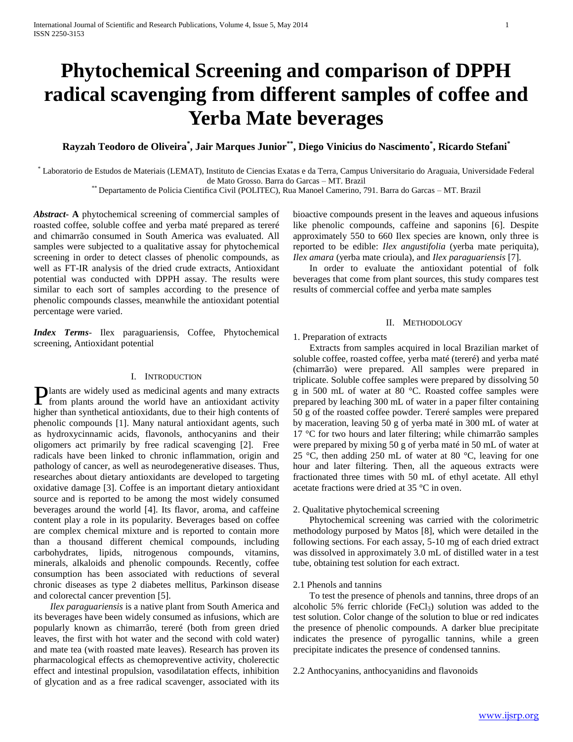# Phytochemical Screening and comparison of DPPH radical scavenging from different samples of coffee and Yerba Mate beverages

**Rayzah Teodoro de Oliveira[*], Jair Marques Junior[**], Diego Vinicius do Nascimento[*], Ricardo Stefani[*]**

[*] Laboratorio de Estudos de Materiais (LEMAT), Instituto de Ciencias Exatas e da Terra, Campus Universitario do Araguaia, Universidade Federal de Mato Grosso. Barra do Garcas – MT. Brazil

[**] Departamento de Policia Cientifica Civil (POLITEC), Rua Manoel Camerino, 791. Barra do Garcas – MT. Brazil

***Abstract***- **A** phytochemical screening of commercial samples of roasted coffee, soluble coffee and yerba maté prepared as tereré and chimarrão consumed in South America was evaluated. All samples were subjected to a qualitative assay for phytochemical screening in order to detect classes of phenolic compounds, as well as FT-IR analysis of the dried crude extracts, Antioxidant potential was conducted with DPPH assay. The results were similar to each sort of samples according to the presence of phenolic compounds classes, meanwhile the antioxidant potential percentage were varied.

***Index Terms***- Ilex paraguariensis, Coffee, Phytochemical screening, Antioxidant potential

## I. Introduction

Plants are widely used as medicinal agents and many extracts from plants around the world have an antioxidant activity higher than synthetical antioxidants, due to their high contents of phenolic compounds [1]. Many natural antioxidant agents, such as hydroxycinnamic acids, flavonols, anthocyanins and their oligomers act primarily by free radical scavenging [2]. Free radicals have been linked to chronic inflammation, origin and pathology of cancer, as well as neurodegenerative diseases. Thus, researches about dietary antioxidants are developed to targeting oxidative damage [3]. Coffee is an important dietary antioxidant source and is reported to be among the most widely consumed beverages around the world [4]. Its flavor, aroma, and caffeine content play a role in its popularity. Beverages based on coffee are complex chemical mixture and is reported to contain more than a thousand different chemical compounds, including carbohydrates, lipids, nitrogenous compounds, vitamins, minerals, alkaloids and phenolic compounds. Recently, coffee consumption has been associated with reductions of several chronic diseases as type 2 diabetes mellitus, Parkinson disease and colorectal cancer prevention [5].

*Ilex paraguariensis* is a native plant from South America and its beverages have been widely consumed as infusions, which are popularly known as chimarrão, tereré (both from green dried leaves, the first with hot water and the second with cold water) and mate tea (with roasted mate leaves). Research has proven its pharmacological effects as chemopreventive activity, cholerectic effect and intestinal propulsion, vasodilatation effects, inhibition of glycation and as a free radical scavenger, associated with its bioactive compounds present in the leaves and aqueous infusions like phenolic compounds, caffeine and saponins [6]. Despite approximately 550 to 660 Ilex species are known, only three is reported to be edible: *Ilex angustifolia* (yerba mate periquita), *Ilex amara* (yerba mate crioula), and *Ilex paraguariensis* [7].

In order to evaluate the antioxidant potential of folk beverages that come from plant sources, this study compares test results of commercial coffee and yerba mate samples

## II. Methodology

### 1. Preparation of extracts

Extracts from samples acquired in local Brazilian market of soluble coffee, roasted coffee, yerba maté (tereré) and yerba maté (chimarrão) were prepared. All samples were prepared in triplicate. Soluble coffee samples were prepared by dissolving 50 g in 500 mL of water at 80 °C. Roasted coffee samples were prepared by leaching 300 mL of water in a paper filter containing 50 g of the roasted coffee powder. Tereré samples were prepared by maceration, leaving 50 g of yerba maté in 300 mL of water at 17 °C for two hours and later filtering; while chimarrão samples were prepared by mixing 50 g of yerba maté in 50 mL of water at 25 °C, then adding 250 mL of water at 80 °C, leaving for one hour and later filtering. Then, all the aqueous extracts were fractionated three times with 50 mL of ethyl acetate. All ethyl acetate fractions were dried at 35 °C in oven.

### 2. Qualitative phytochemical screening

Phytochemical screening was carried with the colorimetric methodology purposed by Matos [8], which were detailed in the following sections. For each assay, 5-10 mg of each dried extract was dissolved in approximately 3.0 mL of distilled water in a test tube, obtaining test solution for each extract.

#### 2.1 Phenols and tannins

To test the presence of phenols and tannins, three drops of an alcoholic 5% ferric chloride ($FeCl_3$) solution was added to the test solution. Color change of the solution to blue or red indicates the presence of phenolic compounds. A darker blue precipitate indicates the presence of pyrogallic tannins, while a green precipitate indicates the presence of condensed tannins.

#### 2.2 Anthocyanins, anthocyanidins and flavonoids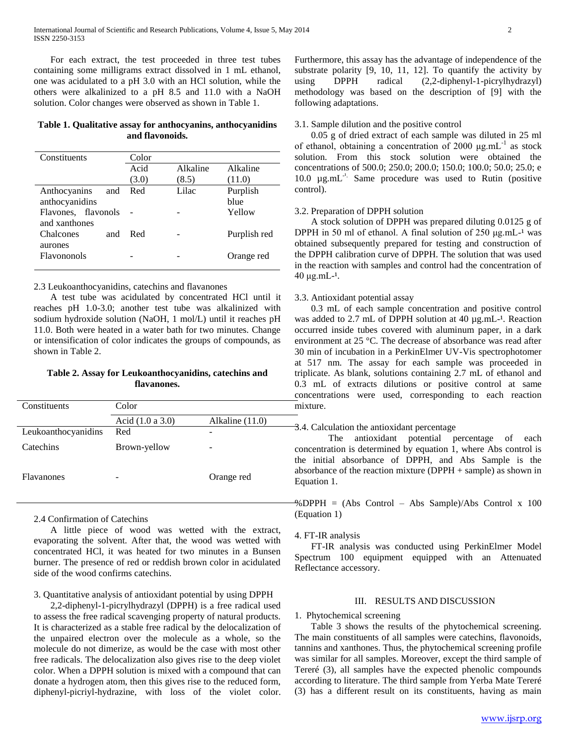For each extract, the test proceeded in three test tubes containing some milligrams extract dissolved in 1 mL ethanol, one was acidulated to a pH 3.0 with an HCl solution, while the others were alkalinized to a pH 8.5 and 11.0 with a NaOH solution. Color changes were observed as shown in Table 1.

**Table 1. Qualitative assay for anthocyanins, anthocyanidins and flavonoids.**

| Constituents | Color | | |
|---|---|---|---|
| | Acid (3.0) | Alkaline (8.5) | Alkaline (11.0) |
| Anthocyanins and anthocyanidins | Red | Lilac | Purplish blue |
| Flavones, flavonols and xanthones | - | - | Yellow |
| Chalcones and aurones | Red | - | Purplish red |
| Flavononols | - | - | Orange red |

2.3 Leukoanthocyanidins, catechins and flavanones

A test tube was acidulated by concentrated HCl until it reaches pH 1.0-3.0; another test tube was alkalinized with sodium hydroxide solution (NaOH, 1 mol/L) until it reaches pH 11.0. Both were heated in a water bath for two minutes. Change or intensification of color indicates the groups of compounds, as shown in Table 2.

**Table 2. Assay for Leukoanthocyanidins, catechins and flavanones.**

| Constituents | Color | |
|---|---|---|
| | Acid (1.0 a 3.0) | Alkaline (11.0) |
| Leukoanthocyanidins | Red | - |
| Catechins | Brown-yellow | - |
| Flavanones | - | Orange red |

2.4 Confirmation of Catechins

A little piece of wood was wetted with the extract, evaporating the solvent. After that, the wood was wetted with concentrated HCl, it was heated for two minutes in a Bunsen burner. The presence of red or reddish brown color in acidulated side of the wood confirms catechins.

3. Quantitative analysis of antioxidant potential by using DPPH

2,2-diphenyl-1-picrylhydrazyl (DPPH) is a free radical used to assess the free radical scavenging property of natural products. It is characterized as a stable free radical by the delocalization of the unpaired electron over the molecule as a whole, so the molecule do not dimerize, as would be the case with most other free radicals. The delocalization also gives rise to the deep violet color. When a DPPH solution is mixed with a compound that can donate a hydrogen atom, then this gives rise to the reduced form, diphenyl-picriyl-hydrazine, with loss of the violet color. Furthermore, this assay has the advantage of independence of the substrate polarity [9, 10, 11, 12]. To quantify the activity by using DPPH radical (2,2-diphenyl-1-picrylhydrazyl) methodology was based on the description of [9] with the following adaptations.

3.1. Sample dilution and the positive control

0.05 g of dried extract of each sample was diluted in 25 ml of ethanol, obtaining a concentration of 2000 $\mu g.mL^{-1}$ as stock solution. From this stock solution were obtained the concentrations of 500.0; 250.0; 200.0; 150.0; 100.0; 50.0; 25.0; e 10.0 $\mu g.mL^{-1}$. Same procedure was used to Rutin (positive control).

3.2. Preparation of DPPH solution

A stock solution of DPPH was prepared diluting 0.0125 g of DPPH in 50 ml of ethanol. A final solution of 250 $\mu g.mL^{-1}$ was obtained subsequently prepared for testing and construction of the DPPH calibration curve of DPPH. The solution that was used in the reaction with samples and control had the concentration of 40 $\mu g.mL^{-1}$.

3.3. Antioxidant potential assay

0.3 mL of each sample concentration and positive control was added to 2.7 mL of DPPH solution at 40 $\mu g.mL^{-1}$. Reaction occurred inside tubes covered with aluminum paper, in a dark environment at 25 °C. The decrease of absorbance was read after 30 min of incubation in a PerkinElmer UV-Vis spectrophotomer at 517 nm. The assay for each sample was proceeded in triplicate. As blank, solutions containing 2.7 mL of ethanol and 0.3 mL of extracts dilutions or positive control at same concentrations were used, corresponding to each reaction mixture.

3.4. Calculation the antioxidant percentage

The antioxidant potential percentage of each concentration is determined by equation 1, where Abs control is the initial absorbance of DPPH, and Abs Sample is the absorbance of the reaction mixture (DPPH + sample) as shown in Equation 1.

$$\%DPPH = (Abs\ Control - Abs\ Sample)/Abs\ Control \times 100$$

(Equation 1)

4. FT-IR analysis

FT-IR analysis was conducted using PerkinElmer Model Spectrum 100 equipment equipped with an Attenuated Reflectance accessory.

## III. RESULTS AND DISCUSSION

1. Phytochemical screening

Table 3 shows the results of the phytochemical screening. The main constituents of all samples were catechins, flavonoids, tannins and xanthones. Thus, the phytochemical screening profile was similar for all samples. Moreover, except the third sample of Tereré (3), all samples have the expected phenolic compounds according to literature. The third sample from Yerba Mate Tereré (3) has a different result on its constituents, having as main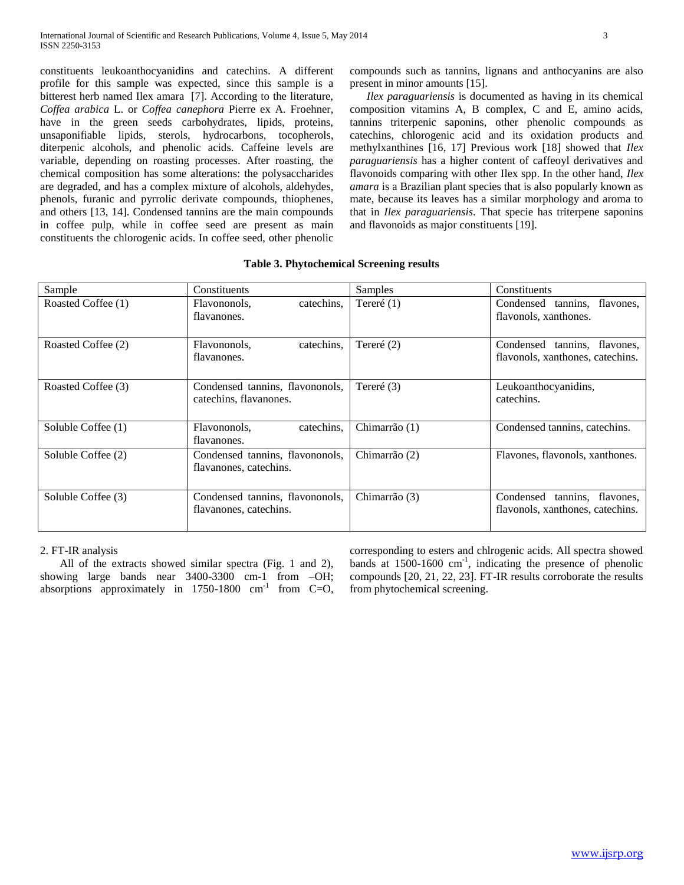constituents leukoanthocyanidins and catechins. A different profile for this sample was expected, since this sample is a bitterest herb named Ilex amara [7]. According to the literature, *Coffea arabica* L. or *Coffea canephora* Pierre ex A. Froehner, have in the green seeds carbohydrates, lipids, proteins, unsaponifiable lipids, sterols, hydrocarbons, tocopherols, diterpenic alcohols, and phenolic acids. Caffeine levels are variable, depending on roasting processes. After roasting, the chemical composition has some alterations: the polysaccharides are degraded, and has a complex mixture of alcohols, aldehydes, phenols, furanic and pyrrolic derivate compounds, thiophenes, and others [13, 14]. Condensed tannins are the main compounds in coffee pulp, while in coffee seed are present as main constituents the chlorogenic acids. In coffee seed, other phenolic compounds such as tannins, lignans and anthocyanins are also present in minor amounts [15].

*Ilex paraguariensis* is documented as having in its chemical composition vitamins A, B complex, C and E, amino acids, tannins triterpenic saponins, other phenolic compounds as catechins, chlorogenic acid and its oxidation products and methylxanthines [16, 17] Previous work [18] showed that *Ilex paraguariensis* has a higher content of caffeoyl derivatives and flavonoids comparing with other Ilex spp. In the other hand, *Ilex amara* is a Brazilian plant species that is also popularly known as mate, because its leaves has a similar morphology and aroma to that in *Ilex paraguariensis*. That specie has triterpene saponins and flavonoids as major constituents [19].

**Table 3. Phytochemical Screening results**

| Sample | Constituents | Samples | Constituents |
|---|---|---|---|
| Roasted Coffee (1) | Flavononols, catechins, flavanones. | Tereré (1) | Condensed tannins, flavones, flavonols, xanthones. |
| Roasted Coffee (2) | Flavononols, catechins, flavanones. | Tereré (2) | Condensed tannins, flavones, flavonols, xanthones, catechins. |
| Roasted Coffee (3) | Condensed tannins, flavononols, catechins, flavanones. | Tereré (3) | Leukoanthocyanidins, catechins. |
| Soluble Coffee (1) | Flavononols, catechins, flavanones. | Chimarrão (1) | Condensed tannins, catechins. |
| Soluble Coffee (2) | Condensed tannins, flavononols, flavanones, catechins. | Chimarrão (2) | Flavones, flavonols, xanthones. |
| Soluble Coffee (3) | Condensed tannins, flavononols, flavanones, catechins. | Chimarrão (3) | Condensed tannins, flavones, flavonols, xanthones, catechins. |

2. FT-IR analysis

All of the extracts showed similar spectra (Fig. 1 and 2), showing large bands near 3400-3300 cm-1 from –OH; absorptions approximately in 1750-1800 $cm^{-1}$ from C=O, corresponding to esters and chlrogenic acids. All spectra showed bands at 1500-1600 $cm^{-1}$, indicating the presence of phenolic compounds [20, 21, 22, 23]. FT-IR results corroborate the results from phytochemical screening.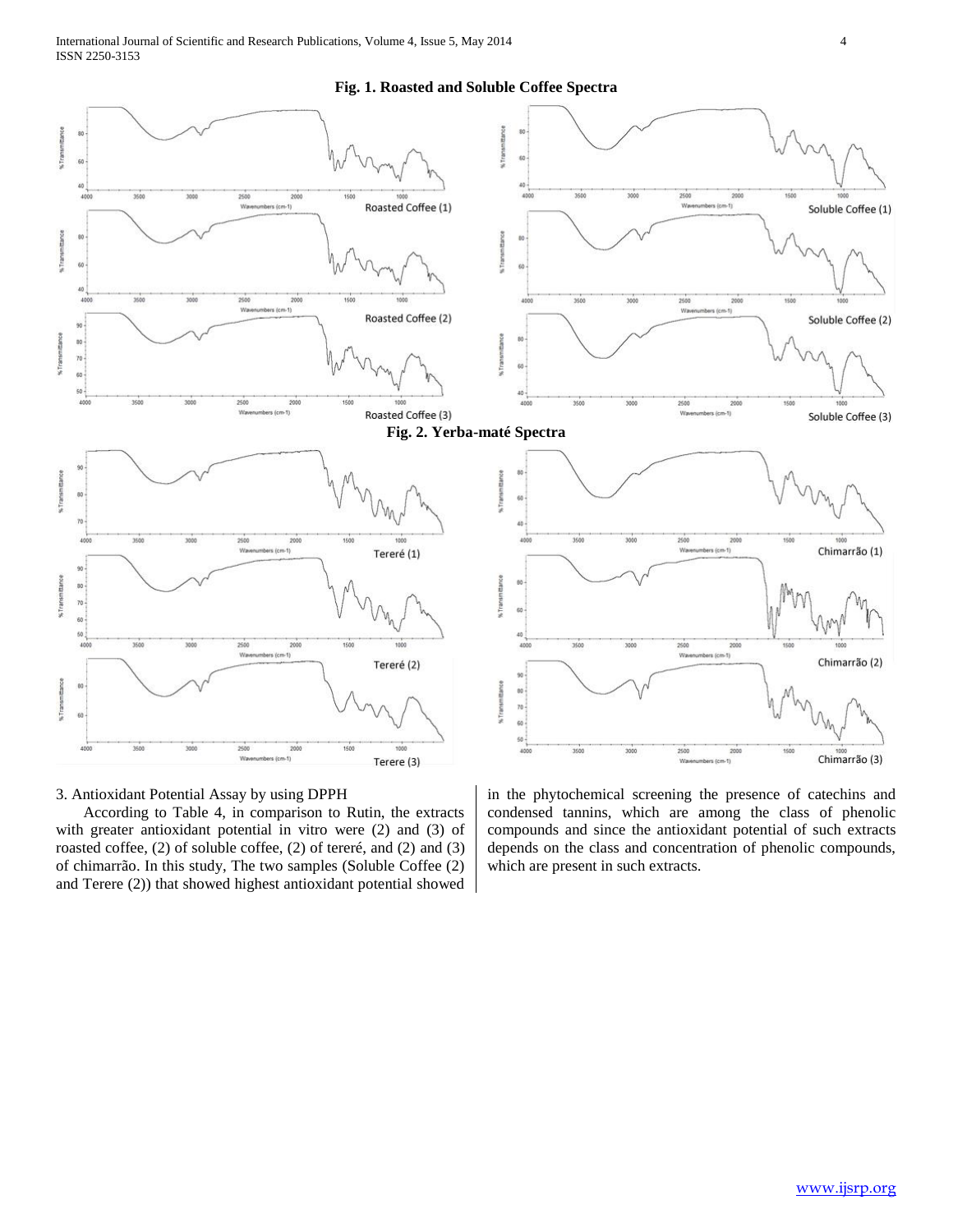**Fig. 1. Roasted and Soluble Coffee Spectra**

**Fig. 2. Yerba-maté Spectra**

3. Antioxidant Potential Assay by using DPPH

According to Table 4, in comparison to Rutin, the extracts with greater antioxidant potential in vitro were (2) and (3) of roasted coffee, (2) of soluble coffee, (2) of tereré, and (2) and (3) of chimarrão. In this study, The two samples (Soluble Coffee (2) and Terere (2)) that showed highest antioxidant potential showed in the phytochemical screening the presence of catechins and condensed tannins, which are among the class of phenolic compounds and since the antioxidant potential of such extracts depends on the class and concentration of phenolic compounds, which are present in such extracts.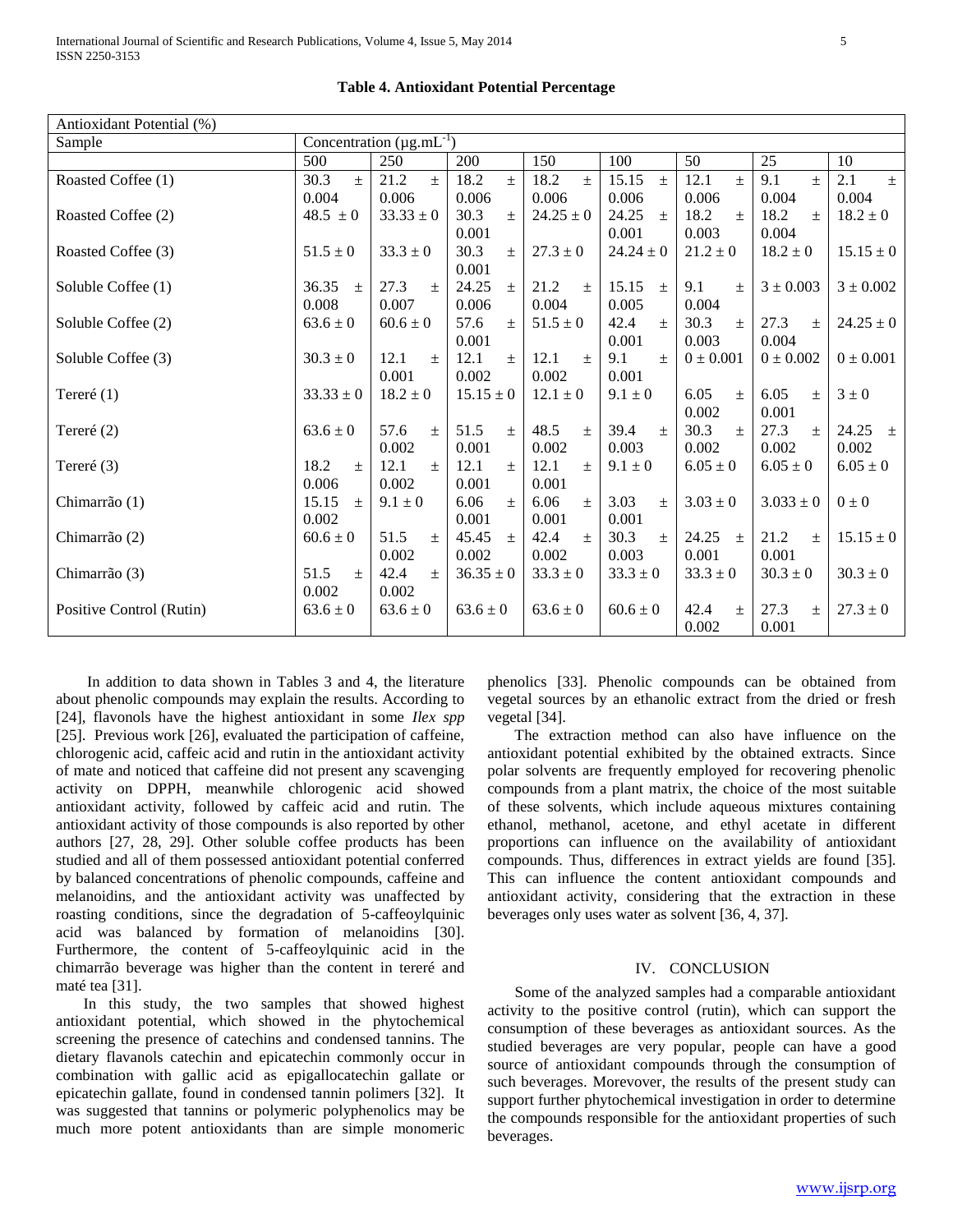**Table 4. Antioxidant Potential Percentage**

| Antioxidant Potential (%) | | | | | | | | |
|---|---|---|---|---|---|---|---|---|
| Sample | Concentration (µg.mL$^{-1}$) | | | | | | | |
| | 500 | 250 | 200 | 150 | 100 | 50 | 25 | 10 |
| Roasted Coffee (1) | 30.3 ± 0.004 | 21.2 ± 0.006 | 18.2 ± 0.006 | 18.2 ± 0.006 | 15.15 ± 0.006 | 12.1 ± 0.006 | 9.1 ± 0.004 | 2.1 ± 0.004 |
| Roasted Coffee (2) | 48.5 ± 0 | 33.33 ± 0 | 30.3 ± 0.001 | 24.25 ± 0 | 24.25 ± 0.001 | 18.2 ± 0.003 | 18.2 ± 0.004 | 18.2 ± 0 |
| Roasted Coffee (3) | 51.5 ± 0 | 33.3 ± 0 | 30.3 ± 0.001 | 27.3 ± 0 | 24.24 ± 0 | 21.2 ± 0 | 18.2 ± 0 | 15.15 ± 0 |
| Soluble Coffee (1) | 36.35 ± 0.008 | 27.3 ± 0.007 | 24.25 ± 0.006 | 21.2 ± 0.004 | 15.15 ± 0.005 | 9.1 ± 0.004 | 3 ± 0.003 | 3 ± 0.002 |
| Soluble Coffee (2) | 63.6 ± 0 | 60.6 ± 0 | 57.6 ± 0.001 | 51.5 ± 0 | 42.4 ± 0.001 | 30.3 ± 0.003 | 27.3 ± 0.004 | 24.25 ± 0 |
| Soluble Coffee (3) | 30.3 ± 0 | 12.1 ± 0.001 | 12.1 ± 0.002 | 12.1 ± 0.002 | 9.1 ± 0.001 | 0 ± 0.001 | 0 ± 0.002 | 0 ± 0.001 |
| Tereré (1) | 33.33 ± 0 | 18.2 ± 0 | 15.15 ± 0 | 12.1 ± 0 | 9.1 ± 0 | 6.05 ± 0.002 | 6.05 ± 0.001 | 3 ± 0 |
| Tereré (2) | 63.6 ± 0 | 57.6 ± 0.002 | 51.5 ± 0.001 | 48.5 ± 0.002 | 39.4 ± 0.003 | 30.3 ± 0.002 | 27.3 ± 0.002 | 24.25 ± 0.002 |
| Tereré (3) | 18.2 ± 0.006 | 12.1 ± 0.002 | 12.1 ± 0.001 | 12.1 ± 0.001 | 9.1 ± 0 | 6.05 ± 0 | 6.05 ± 0 | 6.05 ± 0 |
| Chimarrão (1) | 15.15 ± 0.002 | 9.1 ± 0 | 6.06 ± 0.001 | 6.06 ± 0.001 | 3.03 ± 0.001 | 3.03 ± 0 | 3.033 ± 0 | 0 ± 0 |
| Chimarrão (2) | 60.6 ± 0 | 51.5 ± 0.002 | 45.45 ± 0.002 | 42.4 ± 0.002 | 30.3 ± 0.003 | 24.25 ± 0.001 | 21.2 ± 0.001 | 15.15 ± 0 |
| Chimarrão (3) | 51.5 ± 0.002 | 42.4 ± 0.002 | 36.35 ± 0 | 33.3 ± 0 | 33.3 ± 0 | 33.3 ± 0 | 30.3 ± 0 | 30.3 ± 0 |
| Positive Control (Rutin) | 63.6 ± 0 | 63.6 ± 0 | 63.6 ± 0 | 63.6 ± 0 | 60.6 ± 0 | 42.4 ± 0.002 | 27.3 ± 0.001 | 27.3 ± 0 |

In addition to data shown in Tables 3 and 4, the literature about phenolic compounds may explain the results. According to [24], flavonols have the highest antioxidant in some *Ilex spp* [25]. Previous work [26], evaluated the participation of caffeine, chlorogenic acid, caffeic acid and rutin in the antioxidant activity of mate and noticed that caffeine did not present any scavenging activity on DPPH, meanwhile chlorogenic acid showed antioxidant activity, followed by caffeic acid and rutin. The antioxidant activity of those compounds is also reported by other authors [27, 28, 29]. Other soluble coffee products has been studied and all of them possessed antioxidant potential conferred by balanced concentrations of phenolic compounds, caffeine and melanoidins, and the antioxidant activity was unaffected by roasting conditions, since the degradation of 5-caffeoylquinic acid was balanced by formation of melanoidins [30]. Furthermore, the content of 5-caffeoylquinic acid in the chimarrão beverage was higher than the content in tereré and maté tea [31].

In this study, the two samples that showed highest antioxidant potential, which showed in the phytochemical screening the presence of catechins and condensed tannins. The dietary flavanols catechin and epicatechin commonly occur in combination with gallic acid as epigallocatechin gallate or epicatechin gallate, found in condensed tannin polimers [32]. It was suggested that tannins or polymeric polyphenolics may be much more potent antioxidants than are simple monomeric phenolics [33]. Phenolic compounds can be obtained from vegetal sources by an ethanolic extract from the dried or fresh vegetal [34].

The extraction method can also have influence on the antioxidant potential exhibited by the obtained extracts. Since polar solvents are frequently employed for recovering phenolic compounds from a plant matrix, the choice of the most suitable of these solvents, which include aqueous mixtures containing ethanol, methanol, acetone, and ethyl acetate in different proportions can influence on the availability of antioxidant compounds. Thus, differences in extract yields are found [35]. This can influence the content antioxidant compounds and antioxidant activity, considering that the extraction in these beverages only uses water as solvent [36, 4, 37].

## IV. CONCLUSION

Some of the analyzed samples had a comparable antioxidant activity to the positive control (rutin), which can support the consumption of these beverages as antioxidant sources. As the studied beverages are very popular, people can have a good source of antioxidant compounds through the consumption of such beverages. Morevover, the results of the present study can support further phytochemical investigation in order to determine the compounds responsible for the antioxidant properties of such beverages.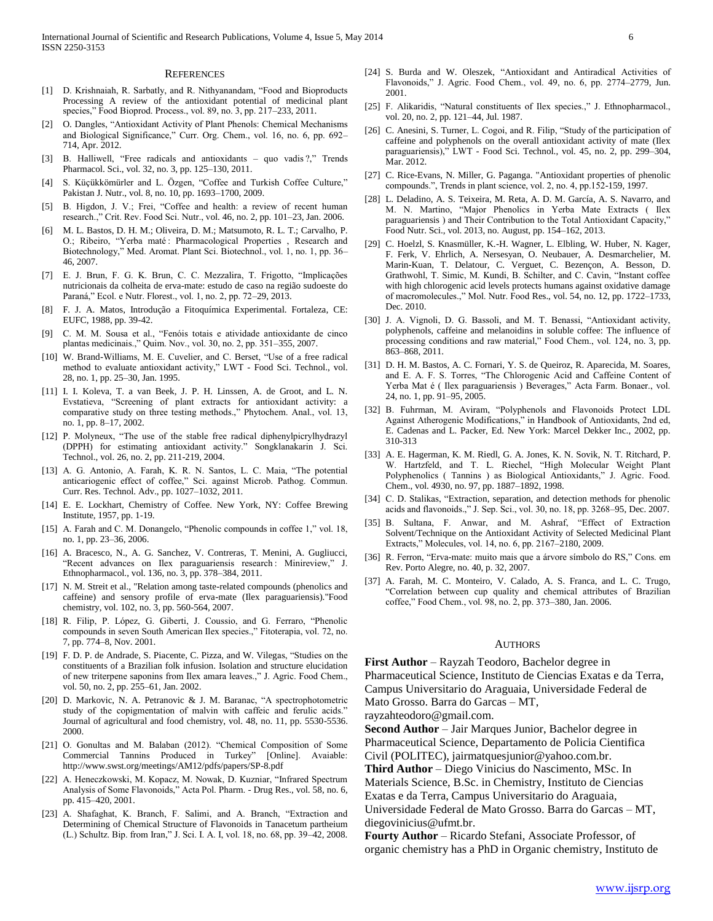## REFERENCES

[1] D. Krishnaiah, R. Sarbatly, and R. Nithyanandam, "Food and Bioproducts Processing A review of the antioxidant potential of medicinal plant species," Food Bioprod. Process., vol. 89, no. 3, pp. 217–233, 2011.

[2] O. Dangles, "Antioxidant Activity of Plant Phenols: Chemical Mechanisms and Biological Significance," Curr. Org. Chem., vol. 16, no. 6, pp. 692–714, Apr. 2012.

[3] B. Halliwell, "Free radicals and antioxidants – quo vadis ?," Trends Pharmacol. Sci., vol. 32, no. 3, pp. 125–130, 2011.

[4] S. Küçükkömürler and L. Özgen, "Coffee and Turkish Coffee Culture," Pakistan J. Nutr., vol. 8, no. 10, pp. 1693–1700, 2009.

[5] B. Higdon, J. V.; Frei, "Coffee and health: a review of recent human research.," Crit. Rev. Food Sci. Nutr., vol. 46, no. 2, pp. 101–23, Jan. 2006.

[6] M. L. Bastos, D. H. M.; Oliveira, D. M.; Matsumoto, R. L. T.; Carvalho, P. O.; Ribeiro, "Yerba maté : Pharmacological Properties , Research and Biotechnology," Med. Aromat. Plant Sci. Biotechnol., vol. 1, no. 1, pp. 36–46, 2007.

[7] E. J. Brun, F. G. K. Brun, C. C. Mezzalira, T. Frigotto, "Implicações nutricionais da colheita de erva-mate: estudo de caso na região sudoeste do Paraná," Ecol. e Nutr. Florest., vol. 1, no. 2, pp. 72–29, 2013.

[8] F. J. A. Matos, Introdução a Fitoquímica Experimental. Fortaleza, CE: EUFC, 1988, pp. 39-42.

[9] C. M. M. Sousa et al., "Fenóis totais e atividade antioxidante de cinco plantas medicinais.," Quim. Nov., vol. 30, no. 2, pp. 351–355, 2007.

[10] W. Brand-Williams, M. E. Cuvelier, and C. Berset, "Use of a free radical method to evaluate antioxidant activity," LWT - Food Sci. Technol., vol. 28, no. 1, pp. 25–30, Jan. 1995.

[11] I. I. Koleva, T. a van Beek, J. P. H. Linssen, A. de Groot, and L. N. Evstatieva, "Screening of plant extracts for antioxidant activity: a comparative study on three testing methods.," Phytochem. Anal., vol. 13, no. 1, pp. 8–17, 2002.

[12] P. Molyneux, "The use of the stable free radical diphenylpicrylhydrazyl (DPPH) for estimating antioxidant activity." Songklanakarin J. Sci. Technol., vol. 26, no. 2, pp. 211-219, 2004.

[13] A. G. Antonio, A. Farah, K. R. N. Santos, L. C. Maia, "The potential anticariogenic effect of coffee," Sci. against Microb. Pathog. Commun. Curr. Res. Technol. Adv., pp. 1027–1032, 2011.

[14] E. E. Lockhart, Chemistry of Coffee. New York, NY: Coffee Brewing Institute, 1957, pp. 1-19.

[15] A. Farah and C. M. Donangelo, "Phenolic compounds in coffee 1," vol. 18, no. 1, pp. 23–36, 2006.

[16] A. Bracesco, N., A. G. Sanchez, V. Contreras, T. Menini, A. Gugliucci, "Recent advances on Ilex paraguariensis research : Minireview," J. Ethnopharmacol., vol. 136, no. 3, pp. 378–384, 2011.

[17] N. M. Streit et al., "Relation among taste-related compounds (phenolics and caffeine) and sensory profile of erva-mate (Ilex paraguariensis)."Food chemistry, vol. 102, no. 3, pp. 560-564, 2007.

[18] R. Filip, P. López, G. Giberti, J. Coussio, and G. Ferraro, "Phenolic compounds in seven South American Ilex species.," Fitoterapia, vol. 72, no. 7, pp. 774–8, Nov. 2001.

[19] F. D. P. de Andrade, S. Piacente, C. Pizza, and W. Vilegas, "Studies on the constituents of a Brazilian folk infusion. Isolation and structure elucidation of new triterpene saponins from Ilex amara leaves.," J. Agric. Food Chem., vol. 50, no. 2, pp. 255–61, Jan. 2002.

[20] D. Markovic, N. A. Petranovic & J. M. Baranac, "A spectrophotometric study of the copigmentation of malvin with caffeic and ferulic acids." Journal of agricultural and food chemistry, vol. 48, no. 11, pp. 5530-5536. 2000.

[21] O. Gonultas and M. Balaban (2012). "Chemical Composition of Some Commercial Tannins Produced in Turkey" [Online]. Avaiable: http://www.swst.org/meetings/AM12/pdfs/papers/SP-8.pdf

[22] A. Heneczkowski, M. Kopacz, M. Nowak, D. Kuzniar, "Infrared Spectrum Analysis of Some Flavonoids," Acta Pol. Pharm. - Drug Res., vol. 58, no. 6, pp. 415–420, 2001.

[23] A. Shafaghat, K. Branch, F. Salimi, and A. Branch, "Extraction and Determining of Chemical Structure of Flavonoids in Tanacetum partheium (L.) Schultz. Bip. from Iran," J. Sci. I. A. I, vol. 18, no. 68, pp. 39–42, 2008.

[24] S. Burda and W. Oleszek, "Antioxidant and Antiradical Activities of Flavonoids," J. Agric. Food Chem., vol. 49, no. 6, pp. 2774–2779, Jun. 2001.

[25] F. Alikaridis, "Natural constituents of Ilex species.," J. Ethnopharmacol., vol. 20, no. 2, pp. 121–44, Jul. 1987.

[26] C. Anesini, S. Turner, L. Cogoi, and R. Filip, "Study of the participation of caffeine and polyphenols on the overall antioxidant activity of mate (Ilex paraguariensis)," LWT - Food Sci. Technol., vol. 45, no. 2, pp. 299–304, Mar. 2012.

[27] C. Rice-Evans, N. Miller, G. Paganga. "Antioxidant properties of phenolic compounds.", Trends in plant science, vol. 2, no. 4, pp.152-159, 1997.

[28] L. Deladino, A. S. Teixeira, M. Reta, A. D. M. García, A. S. Navarro, and M. N. Martino, "Major Phenolics in Yerba Mate Extracts ( Ilex paraguariensis ) and Their Contribution to the Total Antioxidant Capacity," Food Nutr. Sci., vol. 2013, no. August, pp. 154–162, 2013.

[29] C. Hoelzl, S. Knasmüller, K.-H. Wagner, L. Elbling, W. Huber, N. Kager, F. Ferk, V. Ehrlich, A. Nersesyan, O. Neubauer, A. Desmarchelier, M. Marin-Kuan, T. Delatour, C. Verguet, C. Bezençon, A. Besson, D. Grathwohl, T. Simic, M. Kundi, B. Schilter, and C. Cavin, "Instant coffee with high chlorogenic acid levels protects humans against oxidative damage of macromolecules.," Mol. Nutr. Food Res., vol. 54, no. 12, pp. 1722–1733, Dec. 2010.

[30] J. A. Vignoli, D. G. Bassoli, and M. T. Benassi, "Antioxidant activity, polyphenols, caffeine and melanoidins in soluble coffee: The influence of processing conditions and raw material," Food Chem., vol. 124, no. 3, pp. 863–868, 2011.

[31] D. H. M. Bastos, A. C. Fornari, Y. S. de Queiroz, R. Aparecida, M. Soares, and E. A. F. S. Torres, "The Chlorogenic Acid and Caffeine Content of Yerba Mat é ( Ilex paraguariensis ) Beverages," Acta Farm. Bonaer., vol. 24, no. 1, pp. 91–95, 2005.

[32] B. Fuhrman, M. Aviram, "Polyphenols and Flavonoids Protect LDL Against Atherogenic Modifications," in Handbook of Antioxidants, 2nd ed, E. Cadenas and L. Packer, Ed. New York: Marcel Dekker Inc., 2002, pp. 310-313

[33] A. E. Hagerman, K. M. Riedl, G. A. Jones, K. N. Sovik, N. T. Ritchard, P. W. Hartzfeld, and T. L. Riechel, "High Molecular Weight Plant Polyphenolics ( Tannins ) as Biological Antioxidants," J. Agric. Food. Chem., vol. 4930, no. 97, pp. 1887–1892, 1998.

[34] C. D. Stalikas, "Extraction, separation, and detection methods for phenolic acids and flavonoids.," J. Sep. Sci., vol. 30, no. 18, pp. 3268–95, Dec. 2007.

[35] B. Sultana, F. Anwar, and M. Ashraf, "Effect of Extraction Solvent/Technique on the Antioxidant Activity of Selected Medicinal Plant Extracts," Molecules, vol. 14, no. 6, pp. 2167–2180, 2009.

[36] R. Ferron, "Erva-mate: muito mais que a árvore símbolo do RS," Cons. em Rev. Porto Alegre, no. 40, p. 32, 2007.

[37] A. Farah, M. C. Monteiro, V. Calado, A. S. Franca, and L. C. Trugo, "Correlation between cup quality and chemical attributes of Brazilian coffee," Food Chem., vol. 98, no. 2, pp. 373–380, Jan. 2006.

## AUTHORS

**First Author** – Rayzah Teodoro, Bachelor degree in Pharmaceutical Science, Instituto de Ciencias Exatas e da Terra, Campus Universitario do Araguaia, Universidade Federal de Mato Grosso. Barra do Garcas – MT, rayzahteodoro@gmail.com.

**Second Author** – Jair Marques Junior, Bachelor degree in Pharmaceutical Science, Departamento de Policia Cientifica Civil (POLITEC), jairmatquesjunior@yahoo.com.br.

**Third Author** – Diego Vinicius do Nascimento, MSc. In Materials Science, B.Sc. in Chemistry, Instituto de Ciencias Exatas e da Terra, Campus Universitario do Araguaia, Universidade Federal de Mato Grosso. Barra do Garcas – MT, diegovinicius@ufmt.br.

**Fourty Author** – Ricardo Stefani, Associate Professor, of organic chemistry has a PhD in Organic chemistry, Instituto de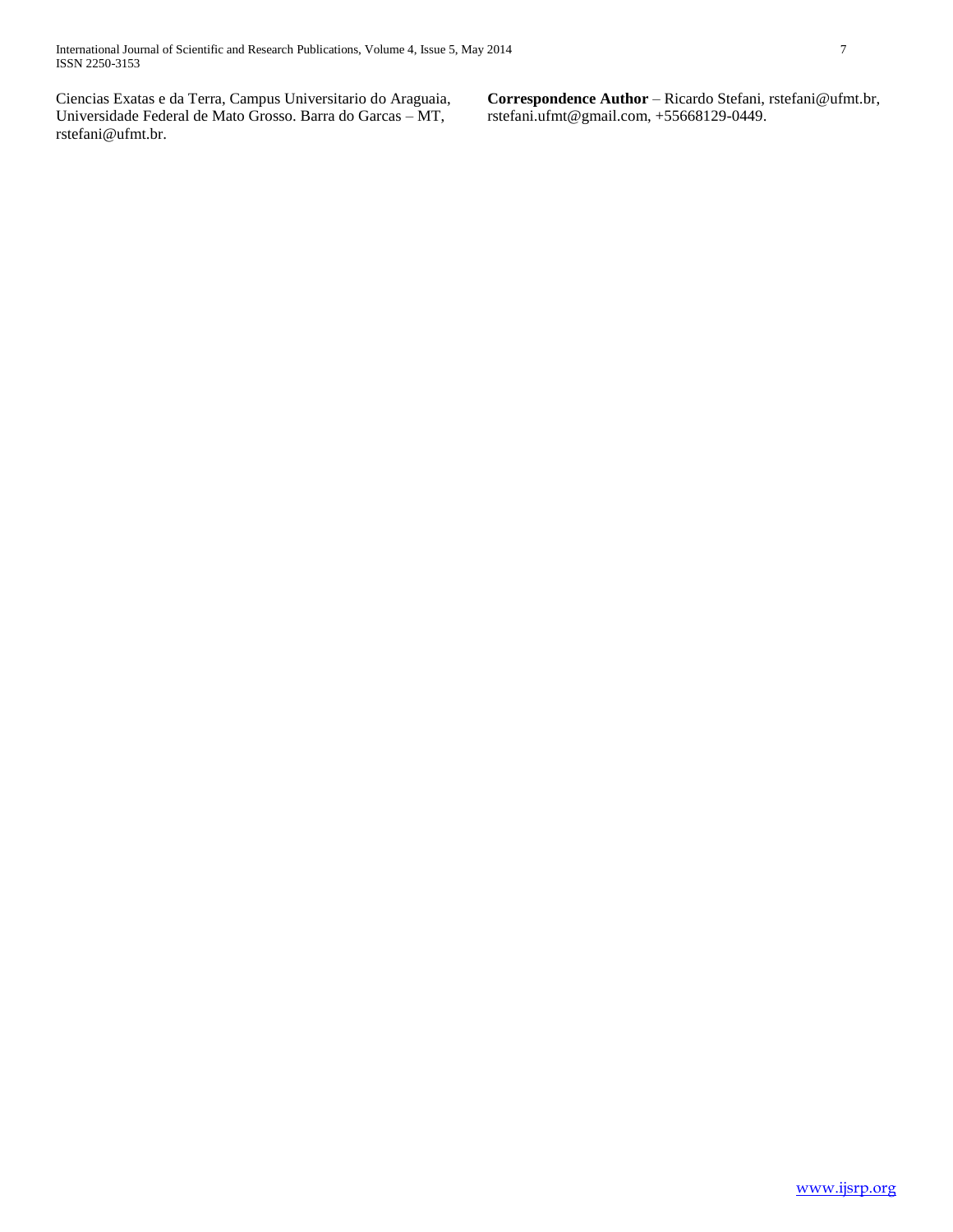Ciencias Exatas e da Terra, Campus Universitario do Araguaia, Universidade Federal de Mato Grosso. Barra do Garcas – MT, rstefani@ufmt.br.

**Correspondence Author** – Ricardo Stefani, rstefani@ufmt.br, rstefani.ufmt@gmail.com, +55668129-0449.